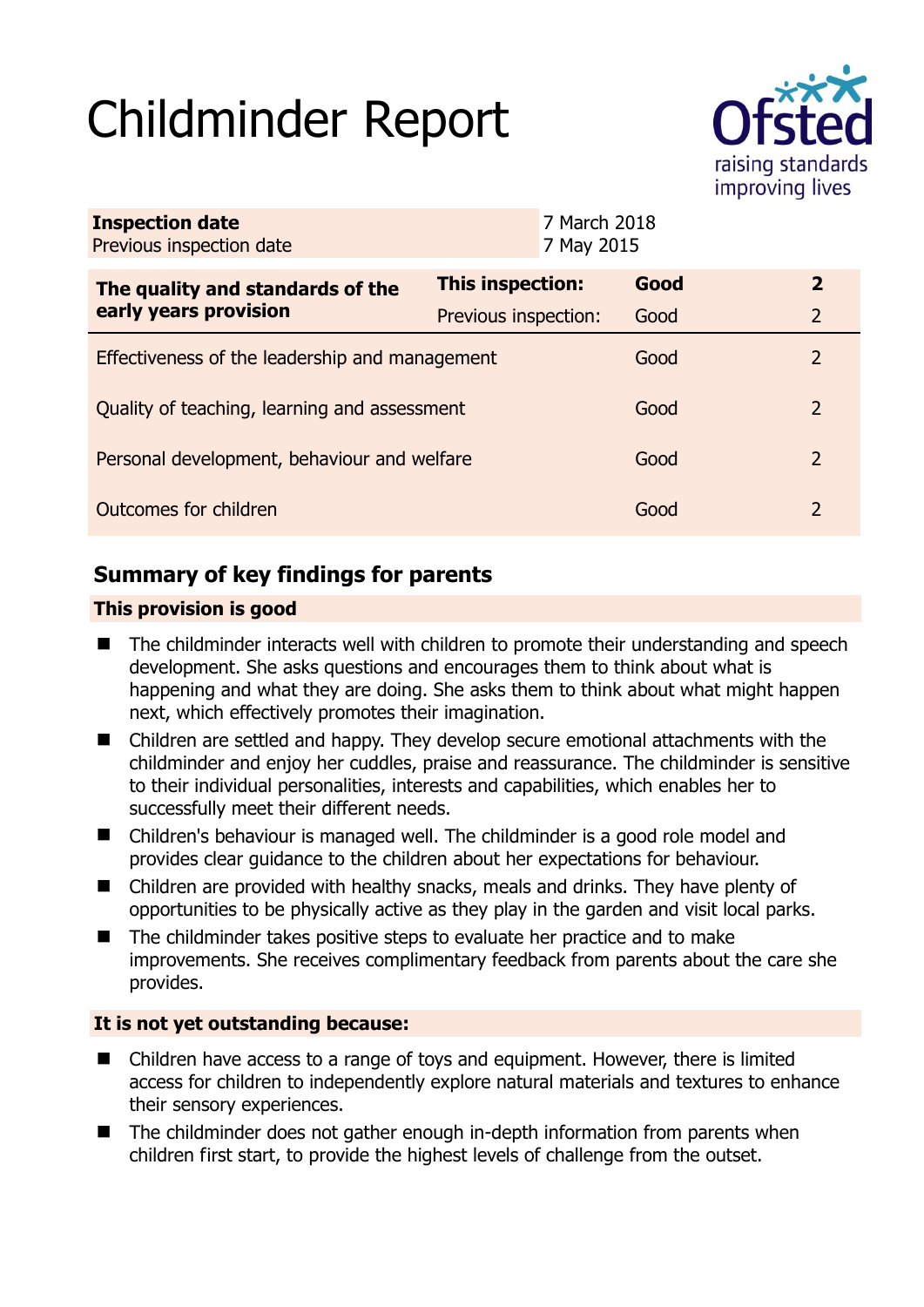# Childminder Report

| **Inspection date** | 7 March 2018 |
|---|---|
| Previous inspection date | 7 May 2015 |

| **The quality and standards of the early years provision** | **This inspection:** | **Good** | **2** |
|---|---|---|---|
| | Previous inspection: | Good | 2 |
| Effectiveness of the leadership and management | | Good | 2 |
| Quality of teaching, learning and assessment | | Good | 2 |
| Personal development, behaviour and welfare | | Good | 2 |
| Outcomes for children | | Good | 2 |

## Summary of key findings for parents

**This provision is good**

- The childminder interacts well with children to promote their understanding and speech development. She asks questions and encourages them to think about what is happening and what they are doing. She asks them to think about what might happen next, which effectively promotes their imagination.
- Children are settled and happy. They develop secure emotional attachments with the childminder and enjoy her cuddles, praise and reassurance. The childminder is sensitive to their individual personalities, interests and capabilities, which enables her to successfully meet their different needs.
- Children's behaviour is managed well. The childminder is a good role model and provides clear guidance to the children about her expectations for behaviour.
- Children are provided with healthy snacks, meals and drinks. They have plenty of opportunities to be physically active as they play in the garden and visit local parks.
- The childminder takes positive steps to evaluate her practice and to make improvements. She receives complimentary feedback from parents about the care she provides.

**It is not yet outstanding because:**

- Children have access to a range of toys and equipment. However, there is limited access for children to independently explore natural materials and textures to enhance their sensory experiences.
- The childminder does not gather enough in-depth information from parents when children first start, to provide the highest levels of challenge from the outset.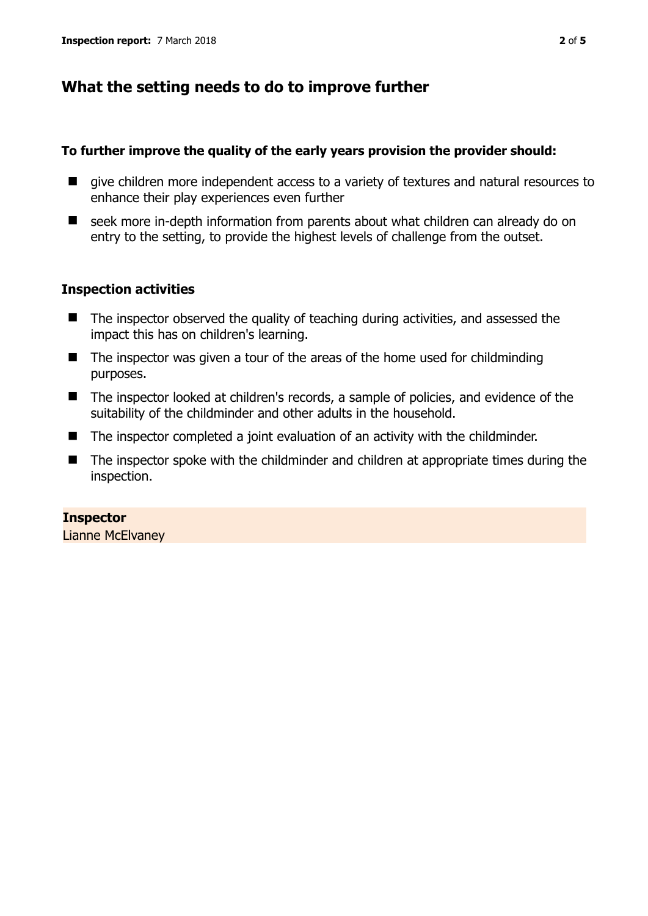## What the setting needs to do to improve further

**To further improve the quality of the early years provision the provider should:**

- give children more independent access to a variety of textures and natural resources to enhance their play experiences even further
- seek more in-depth information from parents about what children can already do on entry to the setting, to provide the highest levels of challenge from the outset.

### Inspection activities

- The inspector observed the quality of teaching during activities, and assessed the impact this has on children's learning.
- The inspector was given a tour of the areas of the home used for childminding purposes.
- The inspector looked at children's records, a sample of policies, and evidence of the suitability of the childminder and other adults in the household.
- The inspector completed a joint evaluation of an activity with the childminder.
- The inspector spoke with the childminder and children at appropriate times during the inspection.

**Inspector**
Lianne McElvaney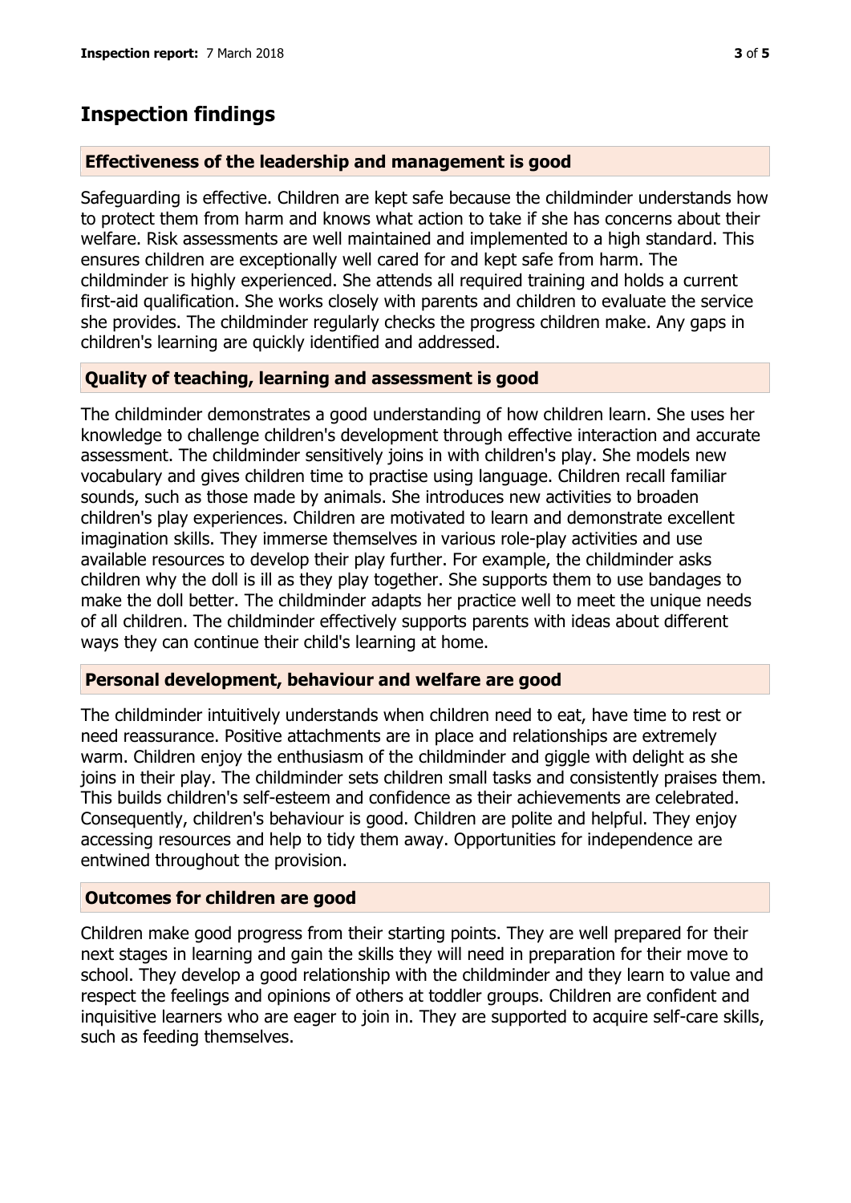## Inspection findings

### Effectiveness of the leadership and management is good

Safeguarding is effective. Children are kept safe because the childminder understands how to protect them from harm and knows what action to take if she has concerns about their welfare. Risk assessments are well maintained and implemented to a high standard. This ensures children are exceptionally well cared for and kept safe from harm. The childminder is highly experienced. She attends all required training and holds a current first-aid qualification. She works closely with parents and children to evaluate the service she provides. The childminder regularly checks the progress children make. Any gaps in children's learning are quickly identified and addressed.

### Quality of teaching, learning and assessment is good

The childminder demonstrates a good understanding of how children learn. She uses her knowledge to challenge children's development through effective interaction and accurate assessment. The childminder sensitively joins in with children's play. She models new vocabulary and gives children time to practise using language. Children recall familiar sounds, such as those made by animals. She introduces new activities to broaden children's play experiences. Children are motivated to learn and demonstrate excellent imagination skills. They immerse themselves in various role-play activities and use available resources to develop their play further. For example, the childminder asks children why the doll is ill as they play together. She supports them to use bandages to make the doll better. The childminder adapts her practice well to meet the unique needs of all children. The childminder effectively supports parents with ideas about different ways they can continue their child's learning at home.

### Personal development, behaviour and welfare are good

The childminder intuitively understands when children need to eat, have time to rest or need reassurance. Positive attachments are in place and relationships are extremely warm. Children enjoy the enthusiasm of the childminder and giggle with delight as she joins in their play. The childminder sets children small tasks and consistently praises them. This builds children's self-esteem and confidence as their achievements are celebrated. Consequently, children's behaviour is good. Children are polite and helpful. They enjoy accessing resources and help to tidy them away. Opportunities for independence are entwined throughout the provision.

### Outcomes for children are good

Children make good progress from their starting points. They are well prepared for their next stages in learning and gain the skills they will need in preparation for their move to school. They develop a good relationship with the childminder and they learn to value and respect the feelings and opinions of others at toddler groups. Children are confident and inquisitive learners who are eager to join in. They are supported to acquire self-care skills, such as feeding themselves.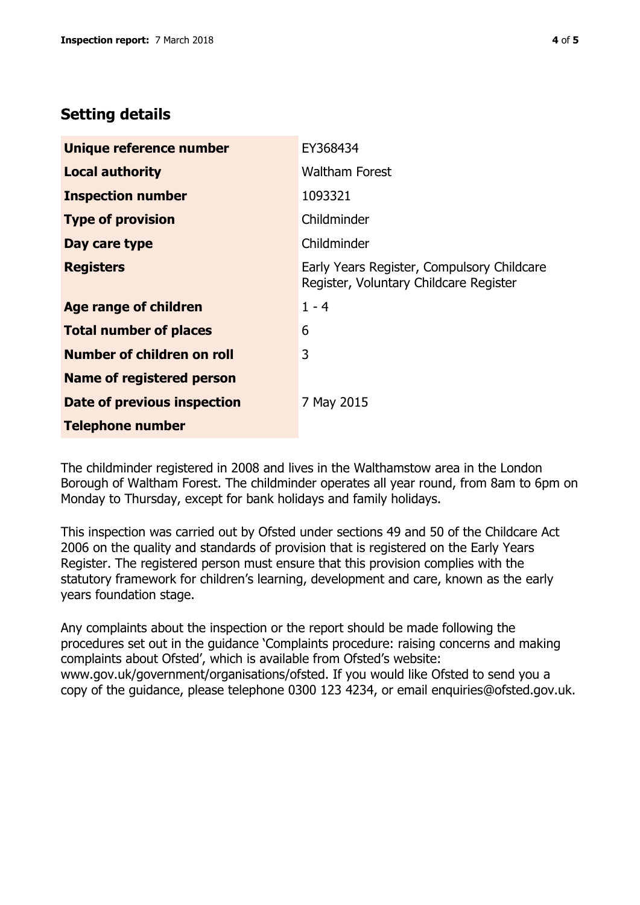## Setting details

| | |
|---|---|
| **Unique reference number** | EY368434 |
| **Local authority** | Waltham Forest |
| **Inspection number** | 1093321 |
| **Type of provision** | Childminder |
| **Day care type** | Childminder |
| **Registers** | Early Years Register, Compulsory Childcare Register, Voluntary Childcare Register |
| **Age range of children** | 1 - 4 |
| **Total number of places** | 6 |
| **Number of children on roll** | 3 |
| **Name of registered person** | |
| **Date of previous inspection** | 7 May 2015 |
| **Telephone number** | |

The childminder registered in 2008 and lives in the Walthamstow area in the London Borough of Waltham Forest. The childminder operates all year round, from 8am to 6pm on Monday to Thursday, except for bank holidays and family holidays.

This inspection was carried out by Ofsted under sections 49 and 50 of the Childcare Act 2006 on the quality and standards of provision that is registered on the Early Years Register. The registered person must ensure that this provision complies with the statutory framework for children's learning, development and care, known as the early years foundation stage.

Any complaints about the inspection or the report should be made following the procedures set out in the guidance 'Complaints procedure: raising concerns and making complaints about Ofsted', which is available from Ofsted's website: www.gov.uk/government/organisations/ofsted. If you would like Ofsted to send you a copy of the guidance, please telephone 0300 123 4234, or email enquiries@ofsted.gov.uk.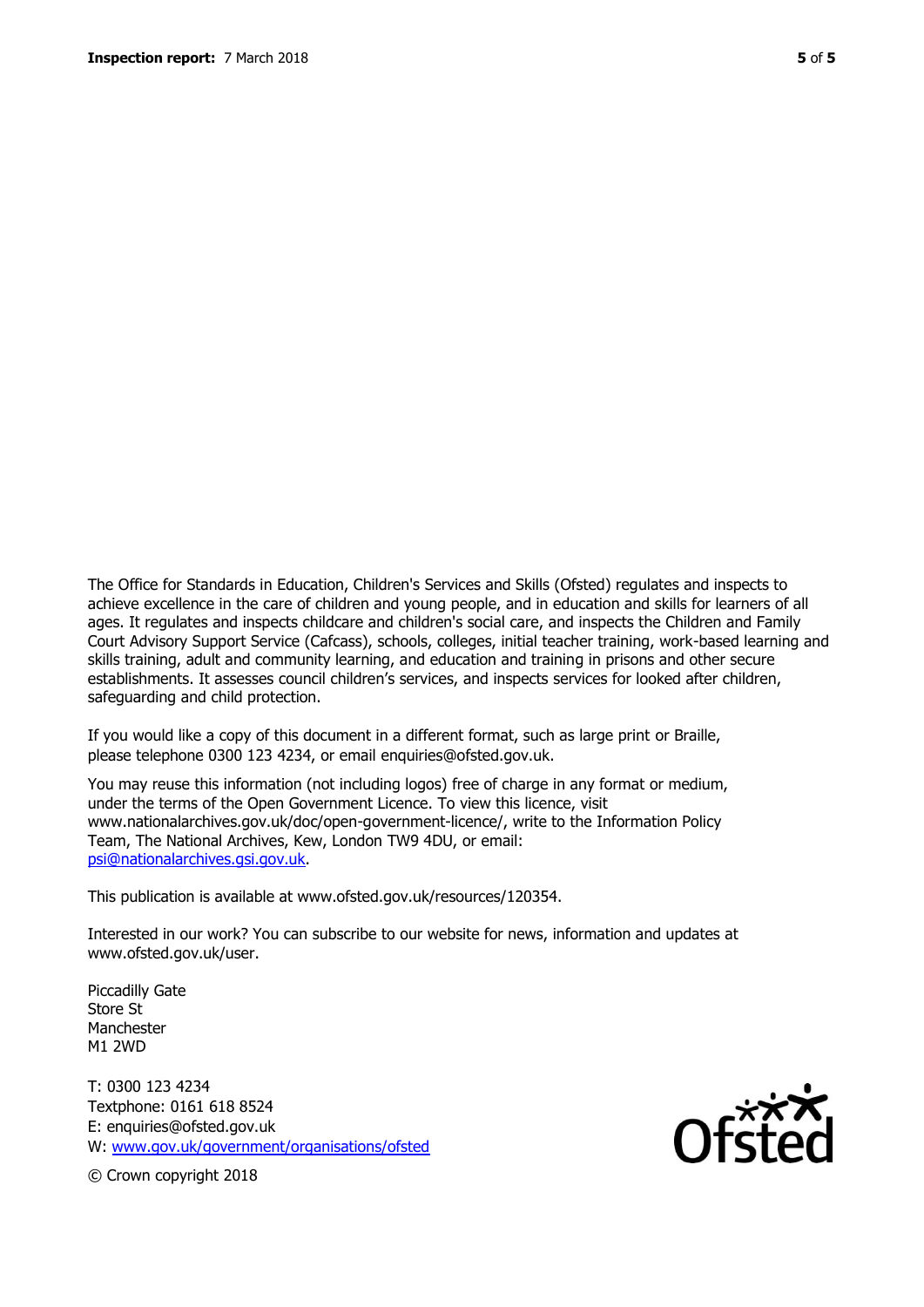The Office for Standards in Education, Children's Services and Skills (Ofsted) regulates and inspects to achieve excellence in the care of children and young people, and in education and skills for learners of all ages. It regulates and inspects childcare and children's social care, and inspects the Children and Family Court Advisory Support Service (Cafcass), schools, colleges, initial teacher training, work-based learning and skills training, adult and community learning, and education and training in prisons and other secure establishments. It assesses council children's services, and inspects services for looked after children, safeguarding and child protection.

If you would like a copy of this document in a different format, such as large print or Braille, please telephone 0300 123 4234, or email enquiries@ofsted.gov.uk.

You may reuse this information (not including logos) free of charge in any format or medium, under the terms of the Open Government Licence. To view this licence, visit www.nationalarchives.gov.uk/doc/open-government-licence/, write to the Information Policy Team, The National Archives, Kew, London TW9 4DU, or email: psi@nationalarchives.gsi.gov.uk.

This publication is available at www.ofsted.gov.uk/resources/120354.

Interested in our work? You can subscribe to our website for news, information and updates at www.ofsted.gov.uk/user.

Piccadilly Gate
Store St
Manchester
M1 2WD

T: 0300 123 4234
Textphone: 0161 618 8524
E: enquiries@ofsted.gov.uk
W: www.gov.uk/government/organisations/ofsted

© Crown copyright 2018